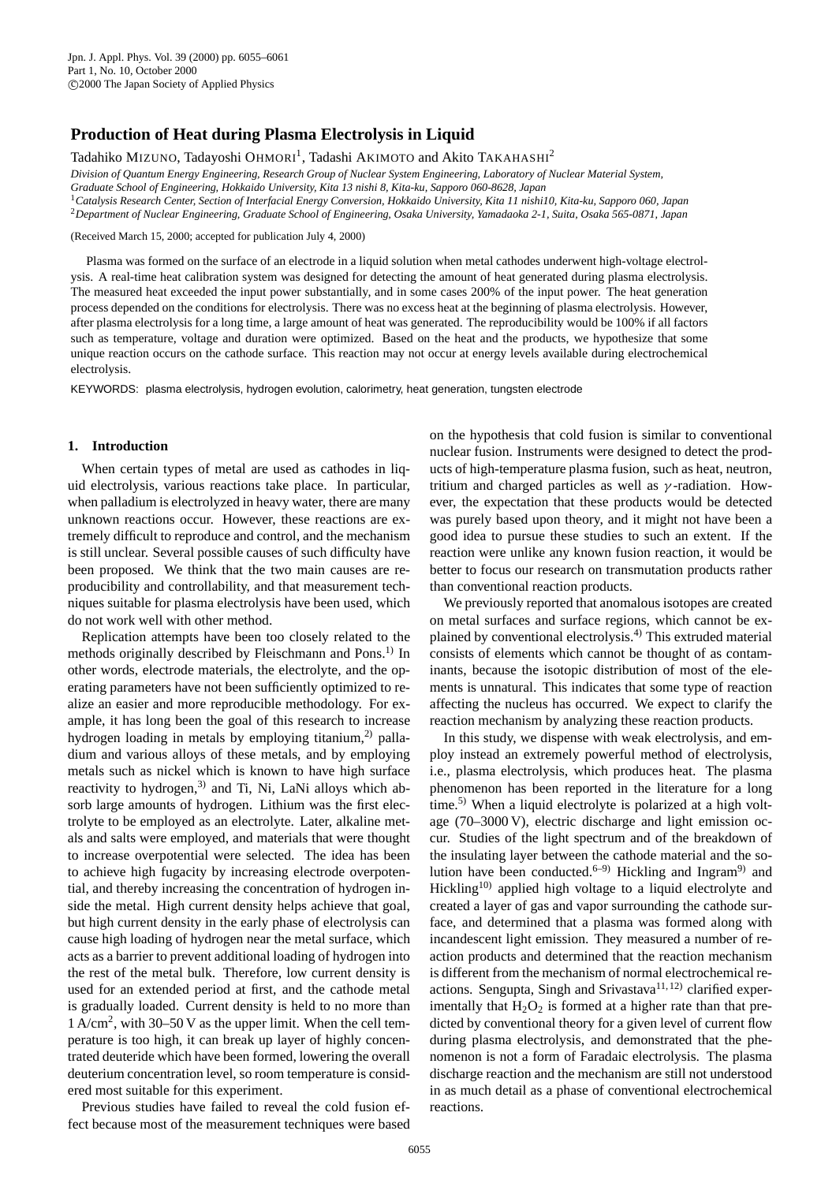# Production of Heat during Plasma Electrolysis in Liquid

Tadahiko MIZUNO, Tadayoshi OHMORI[1], Tadashi AKIMOTO and Akito TAKAHASHI[2]

*Division of Quantum Energy Engineering, Research Group of Nuclear System Engineering, Laboratory of Nuclear Material System, Graduate School of Engineering, Hokkaido University, Kita 13 nishi 8, Kita-ku, Sapporo 060-8628, Japan*

[1]*Catalysis Research Center, Section of Interfacial Energy Conversion, Hokkaido University, Kita 11 nishi10, Kita-ku, Sapporo 060, Japan*

[2]*Department of Nuclear Engineering, Graduate School of Engineering, Osaka University, Yamadaoka 2-1, Suita, Osaka 565-0871, Japan*

(Received March 15, 2000; accepted for publication July 4, 2000)

Plasma was formed on the surface of an electrode in a liquid solution when metal cathodes underwent high-voltage electrolysis. A real-time heat calibration system was designed for detecting the amount of heat generated during plasma electrolysis. The measured heat exceeded the input power substantially, and in some cases 200% of the input power. The heat generation process depended on the conditions for electrolysis. There was no excess heat at the beginning of plasma electrolysis. However, after plasma electrolysis for a long time, a large amount of heat was generated. The reproducibility would be 100% if all factors such as temperature, voltage and duration were optimized. Based on the heat and the products, we hypothesize that some unique reaction occurs on the cathode surface. This reaction may not occur at energy levels available during electrochemical electrolysis.

KEYWORDS: plasma electrolysis, hydrogen evolution, calorimetry, heat generation, tungsten electrode

## 1. Introduction

When certain types of metal are used as cathodes in liquid electrolysis, various reactions take place. In particular, when palladium is electrolyzed in heavy water, there are many unknown reactions occur. However, these reactions are extremely difficult to reproduce and control, and the mechanism is still unclear. Several possible causes of such difficulty have been proposed. We think that the two main causes are reproducibility and controllability, and that measurement techniques suitable for plasma electrolysis have been used, which do not work well with other method.

Replication attempts have been too closely related to the methods originally described by Fleischmann and Pons.[1] In other words, electrode materials, the electrolyte, and the operating parameters have not been sufficiently optimized to realize an easier and more reproducible methodology. For example, it has long been the goal of this research to increase hydrogen loading in metals by employing titanium,[2] palladium and various alloys of these metals, and by employing metals such as nickel which is known to have high surface reactivity to hydrogen,[3] and Ti, Ni, LaNi alloys which absorb large amounts of hydrogen. Lithium was the first electrolyte to be employed as an electrolyte. Later, alkaline metals and salts were employed, and materials that were thought to increase overpotential were selected. The idea has been to achieve high fugacity by increasing electrode overpotential, and thereby increasing the concentration of hydrogen inside the metal. High current density helps achieve that goal, but high current density in the early phase of electrolysis can cause high loading of hydrogen near the metal surface, which acts as a barrier to prevent additional loading of hydrogen into the rest of the metal bulk. Therefore, low current density is used for an extended period at first, and the cathode metal is gradually loaded. Current density is held to no more than 1 A/cm$^2$, with 30–50 V as the upper limit. When the cell temperature is too high, it can break up layer of highly concentrated deuteride which have been formed, lowering the overall deuterium concentration level, so room temperature is considered most suitable for this experiment.

Previous studies have failed to reveal the cold fusion effect because most of the measurement techniques were based on the hypothesis that cold fusion is similar to conventional nuclear fusion. Instruments were designed to detect the products of high-temperature plasma fusion, such as heat, neutron, tritium and charged particles as well as $\gamma$-radiation. However, the expectation that these products would be detected was purely based upon theory, and it might not have been a good idea to pursue these studies to such an extent. If the reaction were unlike any known fusion reaction, it would be better to focus our research on transmutation products rather than conventional reaction products.

We previously reported that anomalous isotopes are created on metal surfaces and surface regions, which cannot be explained by conventional electrolysis.[4] This extruded material consists of elements which cannot be thought of as contaminants, because the isotopic distribution of most of the elements is unnatural. This indicates that some type of reaction affecting the nucleus has occurred. We expect to clarify the reaction mechanism by analyzing these reaction products.

In this study, we dispense with weak electrolysis, and employ instead an extremely powerful method of electrolysis, i.e., plasma electrolysis, which produces heat. The plasma phenomenon has been reported in the literature for a long time.[5] When a liquid electrolyte is polarized at a high voltage (70–3000 V), electric discharge and light emission occur. Studies of the light spectrum and of the breakdown of the insulating layer between the cathode material and the solution have been conducted.[6–9] Hickling and Ingram[9] and Hickling[10] applied high voltage to a liquid electrolyte and created a layer of gas and vapor surrounding the cathode surface, and determined that a plasma was formed along with incandescent light emission. They measured a number of reaction products and determined that the reaction mechanism is different from the mechanism of normal electrochemical reactions. Sengupta, Singh and Srivastava[11,12] clarified experimentally that $H_2O_2$ is formed at a higher rate than that predicted by conventional theory for a given level of current flow during plasma electrolysis, and demonstrated that the phenomenon is not a form of Faradaic electrolysis. The plasma discharge reaction and the mechanism are still not understood in as much detail as a phase of conventional electrochemical reactions.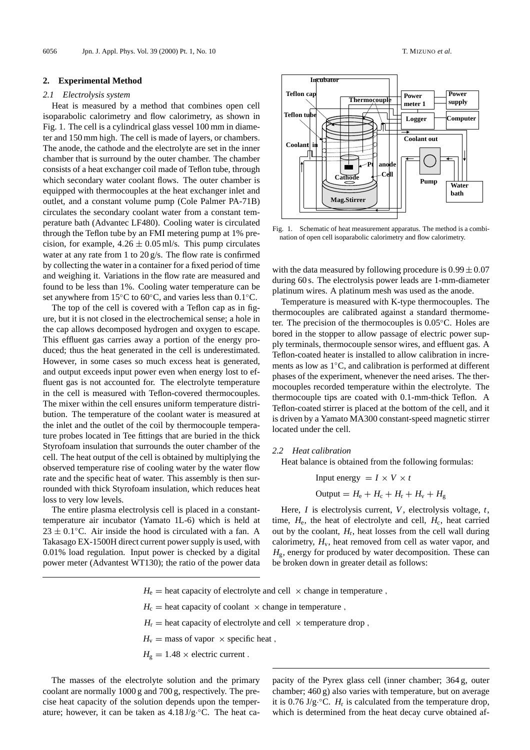## 2. Experimental Method

### 2.1 Electrolysis system

Heat is measured by a method that combines open cell isoparabolic calorimetry and flow calorimetry, as shown in Fig. 1. The cell is a cylindrical glass vessel 100 mm in diameter and 150 mm high. The cell is made of layers, or chambers. The anode, the cathode and the electrolyte are set in the inner chamber that is surround by the outer chamber. The chamber consists of a heat exchanger coil made of Teflon tube, through which secondary water coolant flows. The outer chamber is equipped with thermocouples at the heat exchanger inlet and outlet, and a constant volume pump (Cole Palmer PA-71B) circulates the secondary coolant water from a constant temperature bath (Advantec LF480). Cooling water is circulated through the Teflon tube by an FMI metering pump at 1% precision, for example, $4.26 \pm 0.05$ ml/s. This pump circulates water at any rate from 1 to 20 g/s. The flow rate is confirmed by collecting the water in a container for a fixed period of time and weighing it. Variations in the flow rate are measured and found to be less than 1%. Cooling water temperature can be set anywhere from 15°C to 60°C, and varies less than 0.1°C.

The top of the cell is covered with a Teflon cap as in figure, but it is not closed in the electrochemical sense; a hole in the cap allows decomposed hydrogen and oxygen to escape. This effluent gas carries away a portion of the energy produced; thus the heat generated in the cell is underestimated. However, in some cases so much excess heat is generated, and output exceeds input power even when energy lost to effluent gas is not accounted for. The electrolyte temperature in the cell is measured with Teflon-covered thermocouples. The mixer within the cell ensures uniform temperature distribution. The temperature of the coolant water is measured at the inlet and the outlet of the coil by thermocouple temperature probes located in Tee fittings that are buried in the thick Styrofoam insulation that surrounds the outer chamber of the cell. The heat output of the cell is obtained by multiplying the observed temperature rise of cooling water by the water flow rate and the specific heat of water. This assembly is then surrounded with thick Styrofoam insulation, which reduces heat loss to very low levels.

The entire plasma electrolysis cell is placed in a constant-temperature air incubator (Yamato 1L-6) which is held at $23 \pm 0.1$°C. Air inside the hood is circulated with a fan. A Takasago EX-1500H direct current power supply is used, with 0.01% load regulation. Input power is checked by a digital power meter (Advantest WT130); the ratio of the power data with the data measured by following procedure is $0.99 \pm 0.07$ during 60 s. The electrolysis power leads are 1-mm-diameter platinum wires. A platinum mesh was used as the anode.

Fig. 1. Schematic of heat measurement apparatus. The method is a combination of open cell isoparabolic calorimetry and flow calorimetry.

Temperature is measured with K-type thermocouples. The thermocouples are calibrated against a standard thermometer. The precision of the thermocouples is 0.05°C. Holes are bored in the stopper to allow passage of electric power supply terminals, thermocouple sensor wires, and effluent gas. A Teflon-coated heater is installed to allow calibration in increments as low as 1°C, and calibration is performed at different phases of the experiment, whenever the need arises. The thermocouples recorded temperature within the electrolyte. The thermocouple tips are coated with 0.1-mm-thick Teflon. A Teflon-coated stirrer is placed at the bottom of the cell, and it is driven by a Yamato MA300 constant-speed magnetic stirrer located under the cell.

### 2.2 Heat calibration

Heat balance is obtained from the following formulas:

$$\text{Input energy} = I \times V \times t$$

$$\text{Output} = H_e + H_c + H_r + H_v + H_g$$

Here, $I$ is electrolysis current, $V$, electrolysis voltage, $t$, time, $H_e$, the heat of electrolyte and cell, $H_c$, heat carried out by the coolant, $H_r$, heat losses from the cell wall during calorimetry, $H_v$, heat removed from cell as water vapor, and $H_g$, energy for produced by water decomposition. These can be broken down in greater detail as follows:

$$H_e = \text{heat capacity of electrolyte and cell} \times \text{change in temperature},$$

$$H_c = \text{heat capacity of coolant} \times \text{change in temperature},$$

$$H_r = \text{heat capacity of electrolyte and cell} \times \text{temperature drop},$$

$$H_v = \text{mass of vapor} \times \text{specific heat},$$

$$H_g = 1.48 \times \text{electric current}.$$

The masses of the electrolyte solution and the primary coolant are normally 1000 g and 700 g, respectively. The precise heat capacity of the solution depends upon the temperature; however, it can be taken as 4.18 J/g·°C. The heat capacity of the Pyrex glass cell (inner chamber; 364 g, outer chamber; 460 g) also varies with temperature, but on average it is 0.76 J/g·°C. $H_r$ is calculated from the temperature drop, which is determined from the heat decay curve obtained af-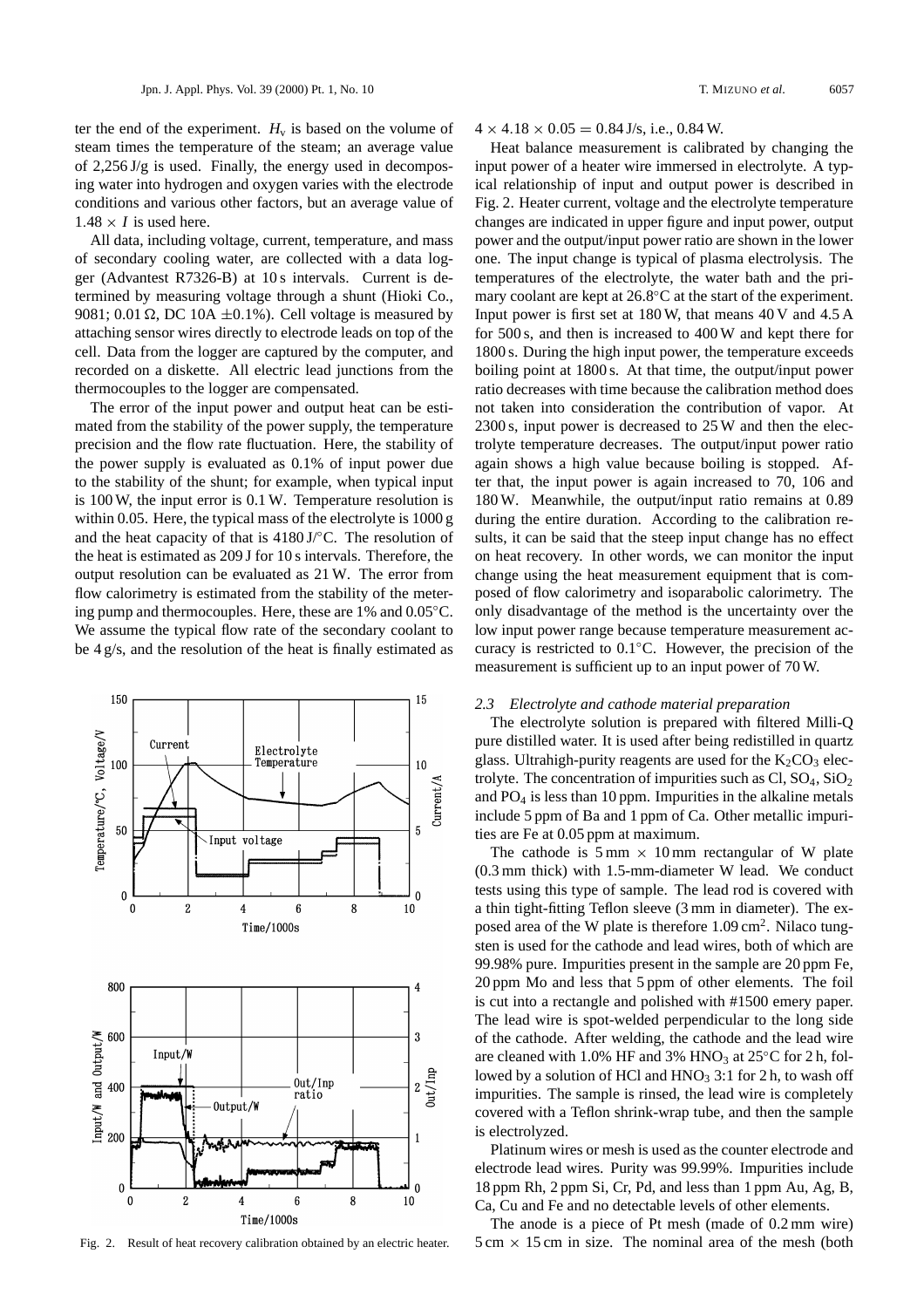ter the end of the experiment. $H_v$ is based on the volume of steam times the temperature of the steam; an average value of 2,256 J/g is used. Finally, the energy used in decomposing water into hydrogen and oxygen varies with the electrode conditions and various other factors, but an average value of $1.48 \times I$ is used here.

All data, including voltage, current, temperature, and mass of secondary cooling water, are collected with a data logger (Advantest R7326-B) at 10 s intervals. Current is determined by measuring voltage through a shunt (Hioki Co., 9081; 0.01 Ω, DC 10A ±0.1%). Cell voltage is measured by attaching sensor wires directly to electrode leads on top of the cell. Data from the logger are captured by the computer, and recorded on a diskette. All electric lead junctions from the thermocouples to the logger are compensated.

The error of the input power and output heat can be estimated from the stability of the power supply, the temperature precision and the flow rate fluctuation. Here, the stability of the power supply is evaluated as 0.1% of input power due to the stability of the shunt; for example, when typical input is 100 W, the input error is 0.1 W. Temperature resolution is within 0.05. Here, the typical mass of the electrolyte is 1000 g and the heat capacity of that is 4180 J/°C. The resolution of the heat is estimated as 209 J for 10 s intervals. Therefore, the output resolution can be evaluated as 21 W. The error from flow calorimetry is estimated from the stability of the metering pump and thermocouples. Here, these are 1% and 0.05°C. We assume the typical flow rate of the secondary coolant to be 4 g/s, and the resolution of the heat is finally estimated as $4 \times 4.18 \times 0.05 = 0.84$ J/s, i.e., 0.84 W.

Heat balance measurement is calibrated by changing the input power of a heater wire immersed in electrolyte. A typical relationship of input and output power is described in Fig. 2. Heater current, voltage and the electrolyte temperature changes are indicated in upper figure and input power, output power and the output/input power ratio are shown in the lower one. The input change is typical of plasma electrolysis. The temperatures of the electrolyte, the water bath and the primary coolant are kept at 26.8°C at the start of the experiment. Input power is first set at 180 W, that means 40 V and 4.5 A for 500 s, and then is increased to 400 W and kept there for 1800 s. During the high input power, the temperature exceeds boiling point at 1800 s. At that time, the output/input power ratio decreases with time because the calibration method does not taken into consideration the contribution of vapor. At 2300 s, input power is decreased to 25 W and then the electrolyte temperature decreases. The output/input power ratio again shows a high value because boiling is stopped. After that, the input power is again increased to 70, 106 and 180 W. Meanwhile, the output/input ratio remains at 0.89 during the entire duration. According to the calibration results, it can be said that the steep input change has no effect on heat recovery. In other words, we can monitor the input change using the heat measurement equipment that is composed of flow calorimetry and isoparabolic calorimetry. The only disadvantage of the method is the uncertainty over the low input power range because temperature measurement accuracy is restricted to 0.1°C. However, the precision of the measurement is sufficient up to an input power of 70 W.

Fig. 2. Result of heat recovery calibration obtained by an electric heater.

### 2.3 *Electrolyte and cathode material preparation*

The electrolyte solution is prepared with filtered Milli-Q pure distilled water. It is used after being redistilled in quartz glass. Ultrahigh-purity reagents are used for the $K_2CO_3$ electrolyte. The concentration of impurities such as Cl, $SO_4$, $SiO_2$ and $PO_4$ is less than 10 ppm. Impurities in the alkaline metals include 5 ppm of Ba and 1 ppm of Ca. Other metallic impurities are Fe at 0.05 ppm at maximum.

The cathode is 5 mm × 10 mm rectangular of W plate (0.3 mm thick) with 1.5-mm-diameter W lead. We conduct tests using this type of sample. The lead rod is covered with a thin tight-fitting Teflon sleeve (3 mm in diameter). The exposed area of the W plate is therefore 1.09 cm$^2$. Nilaco tungsten is used for the cathode and lead wires, both of which are 99.98% pure. Impurities present in the sample are 20 ppm Fe, 20 ppm Mo and less that 5 ppm of other elements. The foil is cut into a rectangle and polished with #1500 emery paper. The lead wire is spot-welded perpendicular to the long side of the cathode. After welding, the cathode and the lead wire are cleaned with 1.0% HF and 3% $HNO_3$ at 25°C for 2 h, followed by a solution of HCl and $HNO_3$ 3:1 for 2 h, to wash off impurities. The sample is rinsed, the lead wire is completely covered with a Teflon shrink-wrap tube, and then the sample is electrolyzed.

Platinum wires or mesh is used as the counter electrode and electrode lead wires. Purity was 99.99%. Impurities include 18 ppm Rh, 2 ppm Si, Cr, Pd, and less than 1 ppm Au, Ag, B, Ca, Cu and Fe and no detectable levels of other elements.

The anode is a piece of Pt mesh (made of 0.2 mm wire) 5 cm × 15 cm in size. The nominal area of the mesh (both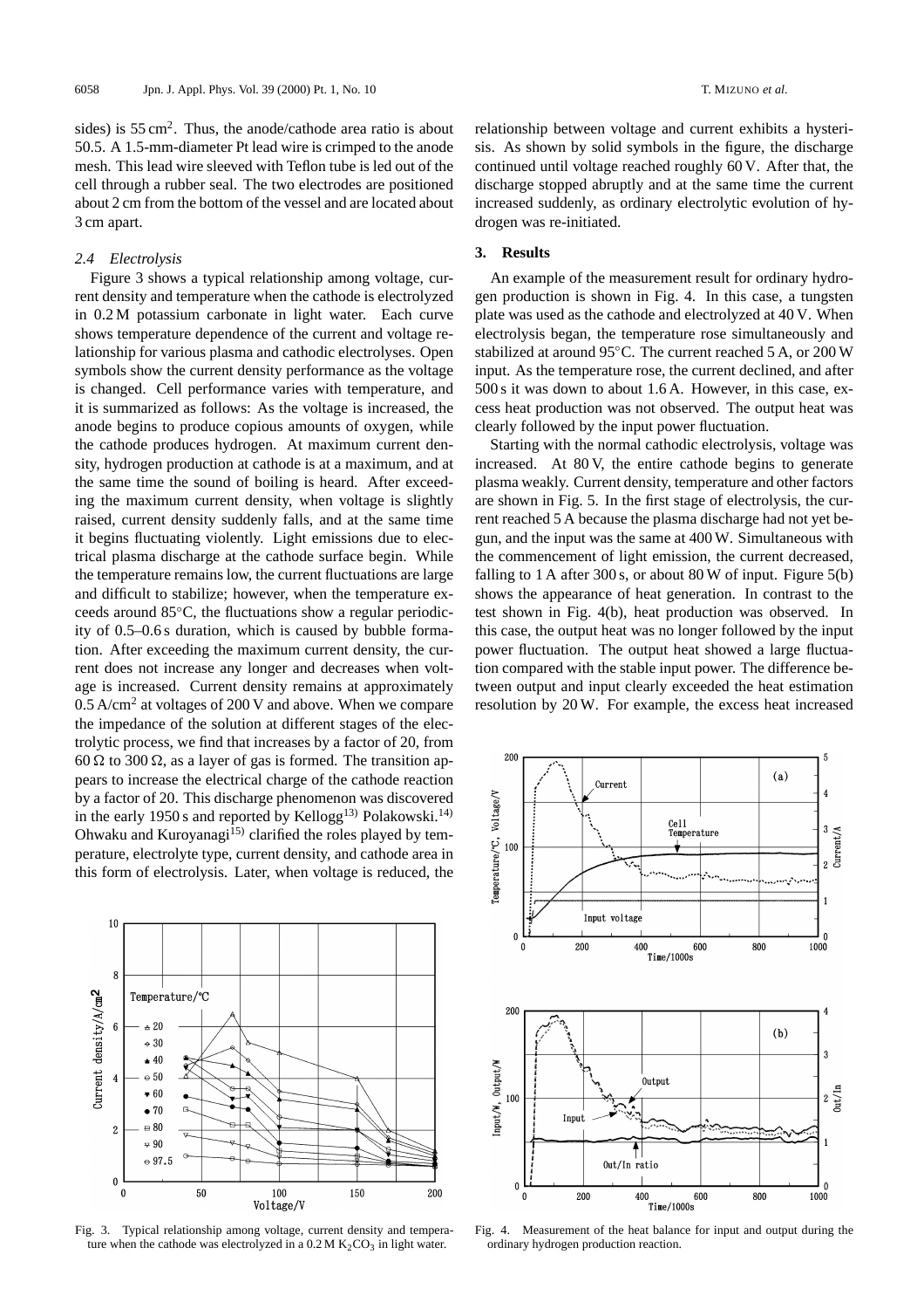sides) is 55 $cm^2$. Thus, the anode/cathode area ratio is about 50.5. A 1.5-mm-diameter Pt lead wire is crimped to the anode mesh. This lead wire sleeved with Teflon tube is led out of the cell through a rubber seal. The two electrodes are positioned about 2 cm from the bottom of the vessel and are located about 3 cm apart.

### *2.4 Electrolysis*

Figure 3 shows a typical relationship among voltage, current density and temperature when the cathode is electrolyzed in 0.2 M potassium carbonate in light water. Each curve shows temperature dependence of the current and voltage relationship for various plasma and cathodic electrolyses. Open symbols show the current density performance as the voltage is changed. Cell performance varies with temperature, and it is summarized as follows: As the voltage is increased, the anode begins to produce copious amounts of oxygen, while the cathode produces hydrogen. At maximum current density, hydrogen production at cathode is at a maximum, and at the same time the sound of boiling is heard. After exceeding the maximum current density, when voltage is slightly raised, current density suddenly falls, and at the same time it begins fluctuating violently. Light emissions due to electrical plasma discharge at the cathode surface begin. While the temperature remains low, the current fluctuations are large and difficult to stabilize; however, when the temperature exceeds around 85°C, the fluctuations show a regular periodicity of 0.5–0.6 s duration, which is caused by bubble formation. After exceeding the maximum current density, the current does not increase any longer and decreases when voltage is increased. Current density remains at approximately 0.5 A/$cm^2$ at voltages of 200 V and above. When we compare the impedance of the solution at different stages of the electrolytic process, we find that increases by a factor of 20, from 60 Ω to 300 Ω, as a layer of gas is formed. The transition appears to increase the electrical charge of the cathode reaction by a factor of 20. This discharge phenomenon was discovered in the early 1950 s and reported by Kellogg[13] Polakowski.[14] Ohwaku and Kuroyanagi[15] clarified the roles played by temperature, electrolyte type, current density, and cathode area in this form of electrolysis. Later, when voltage is reduced, the relationship between voltage and current exhibits a hysterisis. As shown by solid symbols in the figure, the discharge continued until voltage reached roughly 60 V. After that, the discharge stopped abruptly and at the same time the current increased suddenly, as ordinary electrolytic evolution of hydrogen was re-initiated.

Fig. 3. Typical relationship among voltage, current density and temperature when the cathode was electrolyzed in a 0.2 M $K_2CO_3$ in light water.

## 3. Results

An example of the measurement result for ordinary hydrogen production is shown in Fig. 4. In this case, a tungsten plate was used as the cathode and electrolyzed at 40 V. When electrolysis began, the temperature rose simultaneously and stabilized at around 95°C. The current reached 5 A, or 200 W input. As the temperature rose, the current declined, and after 500 s it was down to about 1.6 A. However, in this case, excess heat production was not observed. The output heat was clearly followed by the input power fluctuation.

Starting with the normal cathodic electrolysis, voltage was increased. At 80 V, the entire cathode begins to generate plasma weakly. Current density, temperature and other factors are shown in Fig. 5. In the first stage of electrolysis, the current reached 5 A because the plasma discharge had not yet begun, and the input was the same at 400 W. Simultaneous with the commencement of light emission, the current decreased, falling to 1 A after 300 s, or about 80 W of input. Figure 5(b) shows the appearance of heat generation. In contrast to the test shown in Fig. 4(b), heat production was observed. In this case, the output heat was no longer followed by the input power fluctuation. The output heat showed a large fluctuation compared with the stable input power. The difference between output and input clearly exceeded the heat estimation resolution by 20 W. For example, the excess heat increased

Fig. 4. Measurement of the heat balance for input and output during the ordinary hydrogen production reaction.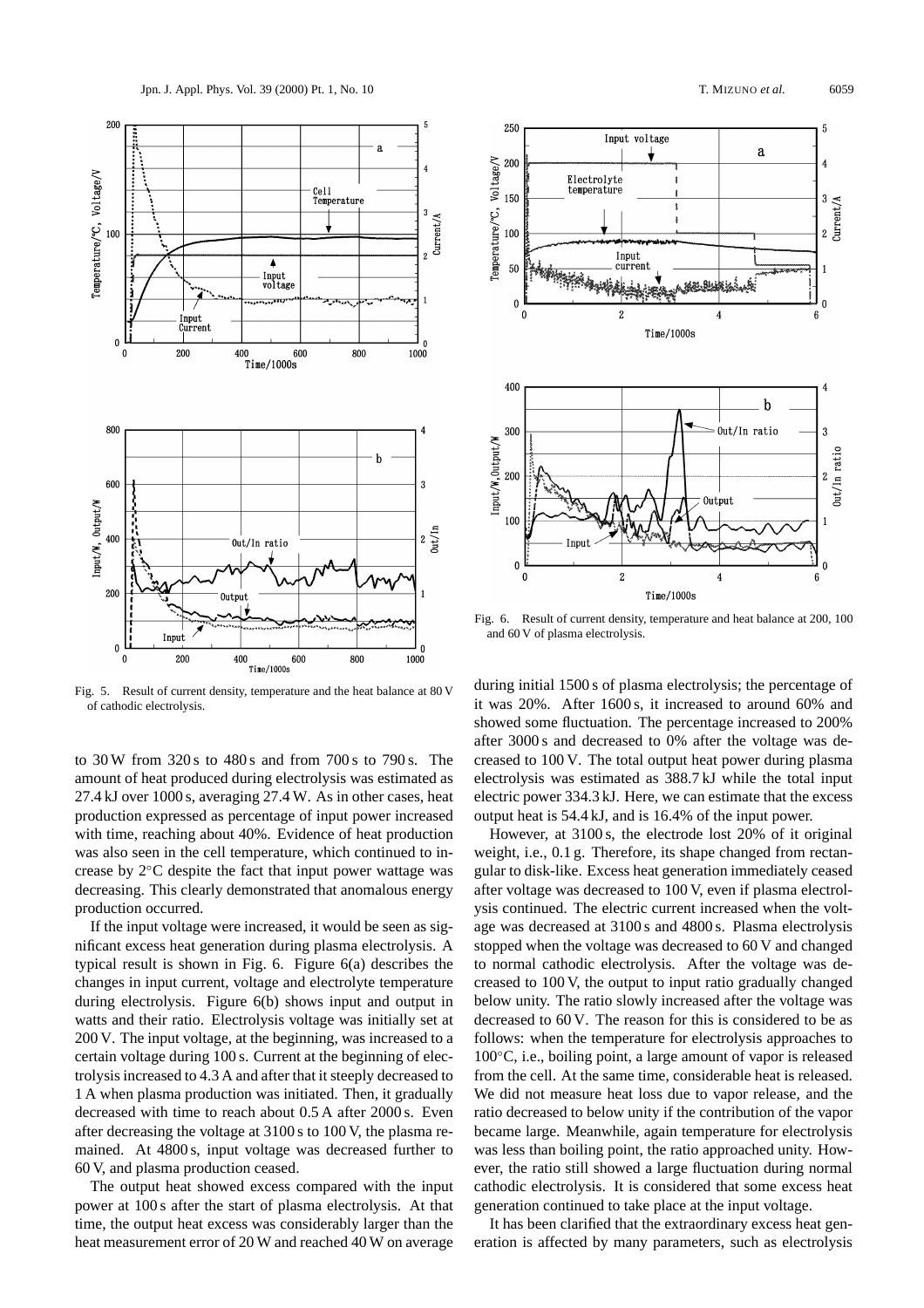Fig. 5. Result of current density, temperature and the heat balance at 80 V of cathodic electrolysis.

Fig. 6. Result of current density, temperature and heat balance at 200, 100 and 60 V of plasma electrolysis.

to 30 W from 320 s to 480 s and from 700 s to 790 s. The amount of heat produced during electrolysis was estimated as 27.4 kJ over 1000 s, averaging 27.4 W. As in other cases, heat production expressed as percentage of input power increased with time, reaching about 40%. Evidence of heat production was also seen in the cell temperature, which continued to increase by 2°C despite the fact that input power wattage was decreasing. This clearly demonstrated that anomalous energy production occurred.

If the input voltage were increased, it would be seen as significant excess heat generation during plasma electrolysis. A typical result is shown in Fig. 6. Figure 6(a) describes the changes in input current, voltage and electrolyte temperature during electrolysis. Figure 6(b) shows input and output in watts and their ratio. Electrolysis voltage was initially set at 200 V. The input voltage, at the beginning, was increased to a certain voltage during 100 s. Current at the beginning of electrolysis increased to 4.3 A and after that it steeply decreased to 1 A when plasma production was initiated. Then, it gradually decreased with time to reach about 0.5 A after 2000 s. Even after decreasing the voltage at 3100 s to 100 V, the plasma remained. At 4800 s, input voltage was decreased further to 60 V, and plasma production ceased.

The output heat showed excess compared with the input power at 100 s after the start of plasma electrolysis. At that time, the output heat excess was considerably larger than the heat measurement error of 20 W and reached 40 W on average during initial 1500 s of plasma electrolysis; the percentage of it was 20%. After 1600 s, it increased to around 60% and showed some fluctuation. The percentage increased to 200% after 3000 s and decreased to 0% after the voltage was decreased to 100 V. The total output heat power during plasma electrolysis was estimated as 388.7 kJ while the total input electric power 334.3 kJ. Here, we can estimate that the excess output heat is 54.4 kJ, and is 16.4% of the input power.

However, at 3100 s, the electrode lost 20% of it original weight, i.e., 0.1 g. Therefore, its shape changed from rectangular to disk-like. Excess heat generation immediately ceased after voltage was decreased to 100 V, even if plasma electrolysis continued. The electric current increased when the voltage was decreased at 3100 s and 4800 s. Plasma electrolysis stopped when the voltage was decreased to 60 V and changed to normal cathodic electrolysis. After the voltage was decreased to 100 V, the output to input ratio gradually changed below unity. The ratio slowly increased after the voltage was decreased to 60 V. The reason for this is considered to be as follows: when the temperature for electrolysis approaches to 100°C, i.e., boiling point, a large amount of vapor is released from the cell. At the same time, considerable heat is released. We did not measure heat loss due to vapor release, and the ratio decreased to below unity if the contribution of the vapor became large. Meanwhile, again temperature for electrolysis was less than boiling point, the ratio approached unity. However, the ratio still showed a large fluctuation during normal cathodic electrolysis. It is considered that some excess heat generation continued to take place at the input voltage.

It has been clarified that the extraordinary excess heat generation is affected by many parameters, such as electrolysis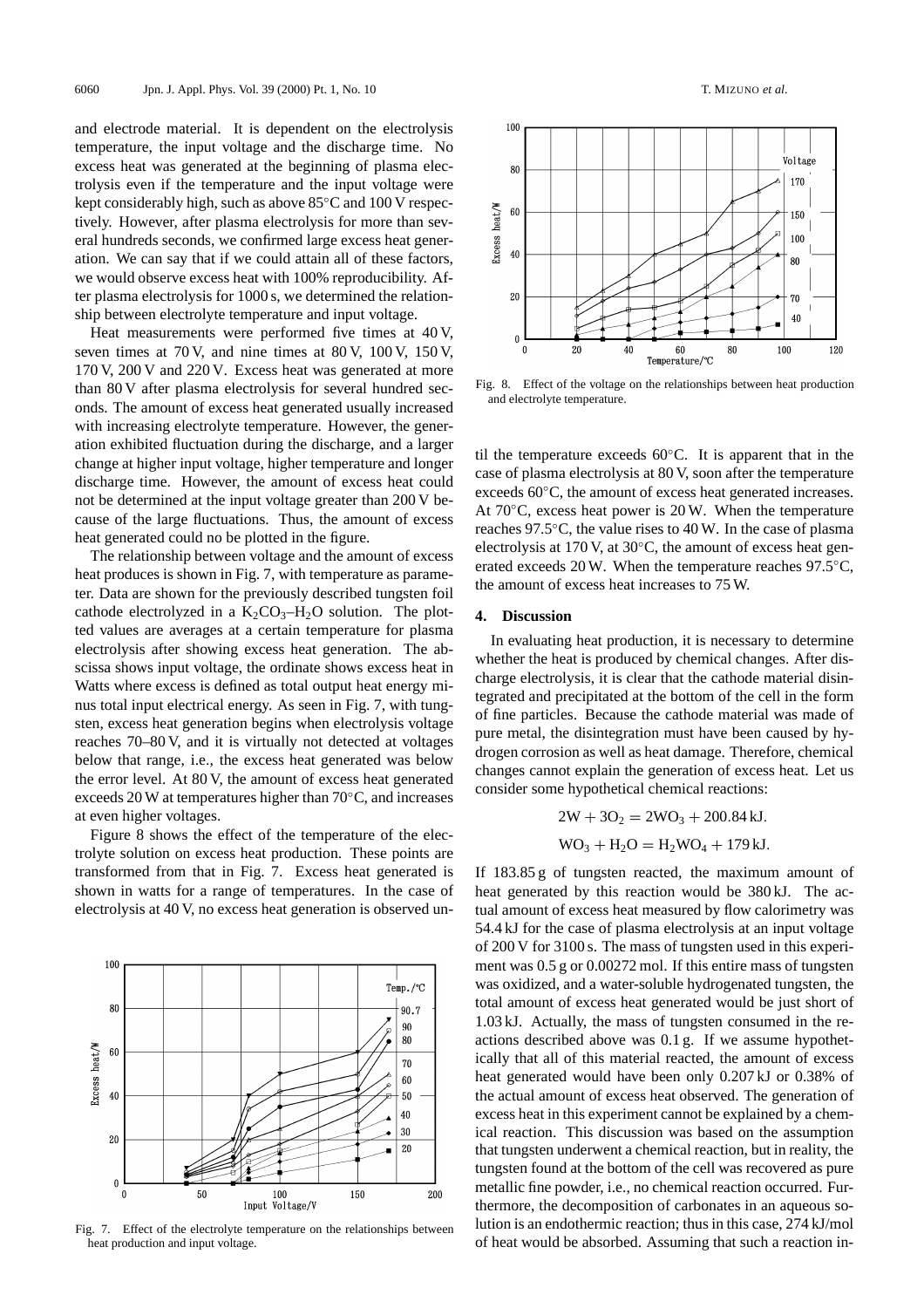and electrode material. It is dependent on the electrolysis temperature, the input voltage and the discharge time. No excess heat was generated at the beginning of plasma electrolysis even if the temperature and the input voltage were kept considerably high, such as above 85°C and 100 V respectively. However, after plasma electrolysis for more than several hundreds seconds, we confirmed large excess heat generation. We can say that if we could attain all of these factors, we would observe excess heat with 100% reproducibility. After plasma electrolysis for 1000 s, we determined the relationship between electrolyte temperature and input voltage.

Heat measurements were performed five times at 40 V, seven times at 70 V, and nine times at 80 V, 100 V, 150 V, 170 V, 200 V and 220 V. Excess heat was generated at more than 80 V after plasma electrolysis for several hundred seconds. The amount of excess heat generated usually increased with increasing electrolyte temperature. However, the generation exhibited fluctuation during the discharge, and a larger change at higher input voltage, higher temperature and longer discharge time. However, the amount of excess heat could not be determined at the input voltage greater than 200 V because of the large fluctuations. Thus, the amount of excess heat generated could no be plotted in the figure.

The relationship between voltage and the amount of excess heat produces is shown in Fig. 7, with temperature as parameter. Data are shown for the previously described tungsten foil cathode electrolyzed in a $K_2CO_3$–$H_2O$ solution. The plotted values are averages at a certain temperature for plasma electrolysis after showing excess heat generation. The abscissa shows input voltage, the ordinate shows excess heat in Watts where excess is defined as total output heat energy minus total input electrical energy. As seen in Fig. 7, with tungsten, excess heat generation begins when electrolysis voltage reaches 70–80 V, and it is virtually not detected at voltages below that range, i.e., the excess heat generated was below the error level. At 80 V, the amount of excess heat generated exceeds 20 W at temperatures higher than 70°C, and increases at even higher voltages.

Figure 8 shows the effect of the temperature of the electrolyte solution on excess heat production. These points are transformed from that in Fig. 7. Excess heat generated is shown in watts for a range of temperatures. In the case of electrolysis at 40 V, no excess heat generation is observed until the temperature exceeds 60°C. It is apparent that in the case of plasma electrolysis at 80 V, soon after the temperature exceeds 60°C, the amount of excess heat generated increases. At 70°C, excess heat power is 20 W. When the temperature reaches 97.5°C, the value rises to 40 W. In the case of plasma electrolysis at 170 V, at 30°C, the amount of excess heat generated exceeds 20 W. When the temperature reaches 97.5°C, the amount of excess heat increases to 75 W.

Fig. 7. Effect of the electrolyte temperature on the relationships between heat production and input voltage.

Fig. 8. Effect of the voltage on the relationships between heat production and electrolyte temperature.

## 4. Discussion

In evaluating heat production, it is necessary to determine whether the heat is produced by chemical changes. After discharge electrolysis, it is clear that the cathode material disintegrated and precipitated at the bottom of the cell in the form of fine particles. Because the cathode material was made of pure metal, the disintegration must have been caused by hydrogen corrosion as well as heat damage. Therefore, chemical changes cannot explain the generation of excess heat. Let us consider some hypothetical chemical reactions:

$$2W + 3O_2 = 2WO_3 + 200.84\,\text{kJ}.$$

$$WO_3 + H_2O = H_2WO_4 + 179\,\text{kJ}.$$

If 183.85 g of tungsten reacted, the maximum amount of heat generated by this reaction would be 380 kJ. The actual amount of excess heat measured by flow calorimetry was 54.4 kJ for the case of plasma electrolysis at an input voltage of 200 V for 3100 s. The mass of tungsten used in this experiment was 0.5 g or 0.00272 mol. If this entire mass of tungsten was oxidized, and a water-soluble hydrogenated tungsten, the total amount of excess heat generated would be just short of 1.03 kJ. Actually, the mass of tungsten consumed in the reactions described above was 0.1 g. If we assume hypothetically that all of this material reacted, the amount of excess heat generated would have been only 0.207 kJ or 0.38% of the actual amount of excess heat observed. The generation of excess heat in this experiment cannot be explained by a chemical reaction. This discussion was based on the assumption that tungsten underwent a chemical reaction, but in reality, the tungsten found at the bottom of the cell was recovered as pure metallic fine powder, i.e., no chemical reaction occurred. Furthermore, the decomposition of carbonates in an aqueous solution is an endothermic reaction; thus in this case, 274 kJ/mol of heat would be absorbed. Assuming that such a reaction in-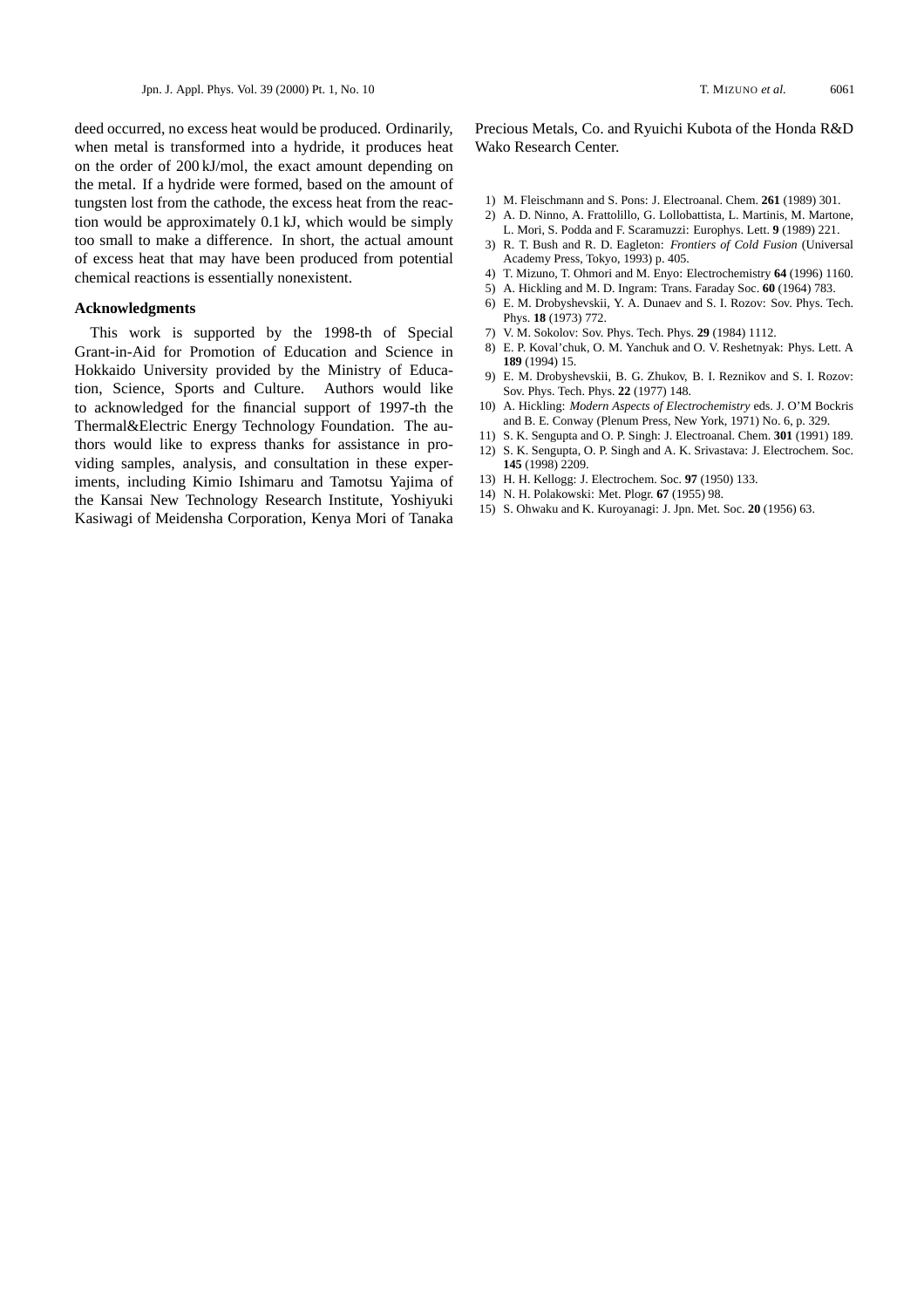deed occurred, no excess heat would be produced. Ordinarily, when metal is transformed into a hydride, it produces heat on the order of 200 kJ/mol, the exact amount depending on the metal. If a hydride were formed, based on the amount of tungsten lost from the cathode, the excess heat from the reaction would be approximately 0.1 kJ, which would be simply too small to make a difference. In short, the actual amount of excess heat that may have been produced from potential chemical reactions is essentially nonexistent.

### Acknowledgments

This work is supported by the 1998-th of Special Grant-in-Aid for Promotion of Education and Science in Hokkaido University provided by the Ministry of Education, Science, Sports and Culture. Authors would like to acknowledged for the financial support of 1997-th the Thermal&Electric Energy Technology Foundation. The authors would like to express thanks for assistance in providing samples, analysis, and consultation in these experiments, including Kimio Ishimaru and Tamotsu Yajima of the Kansai New Technology Research Institute, Yoshiyuki Kasiwagi of Meidensha Corporation, Kenya Mori of Tanaka Precious Metals, Co. and Ryuichi Kubota of the Honda R&D Wako Research Center.

1) M. Fleischmann and S. Pons: J. Electroanal. Chem. **261** (1989) 301.
2) A. D. Ninno, A. Frattolillo, G. Lollobattista, L. Martinis, M. Martone, L. Mori, S. Podda and F. Scaramuzzi: Europhys. Lett. **9** (1989) 221.
3) R. T. Bush and R. D. Eagleton: *Frontiers of Cold Fusion* (Universal Academy Press, Tokyo, 1993) p. 405.
4) T. Mizuno, T. Ohmori and M. Enyo: Electrochemistry **64** (1996) 1160.
5) A. Hickling and M. D. Ingram: Trans. Faraday Soc. **60** (1964) 783.
6) E. M. Drobyshevskii, Y. A. Dunaev and S. I. Rozov: Sov. Phys. Tech. Phys. **18** (1973) 772.
7) V. M. Sokolov: Sov. Phys. Tech. Phys. **29** (1984) 1112.
8) E. P. Koval'chuk, O. M. Yanchuk and O. V. Reshetnyak: Phys. Lett. A **189** (1994) 15.
9) E. M. Drobyshevskii, B. G. Zhukov, B. I. Reznikov and S. I. Rozov: Sov. Phys. Tech. Phys. **22** (1977) 148.
10) A. Hickling: *Modern Aspects of Electrochemistry* eds. J. O'M Bockris and B. E. Conway (Plenum Press, New York, 1971) No. 6, p. 329.
11) S. K. Sengupta and O. P. Singh: J. Electroanal. Chem. **301** (1991) 189.
12) S. K. Sengupta, O. P. Singh and A. K. Srivastava: J. Electrochem. Soc. **145** (1998) 2209.
13) H. H. Kellogg: J. Electrochem. Soc. **97** (1950) 133.
14) N. H. Polakowski: Met. Plogr. **67** (1955) 98.
15) S. Ohwaku and K. Kuroyanagi: J. Jpn. Met. Soc. **20** (1956) 63.